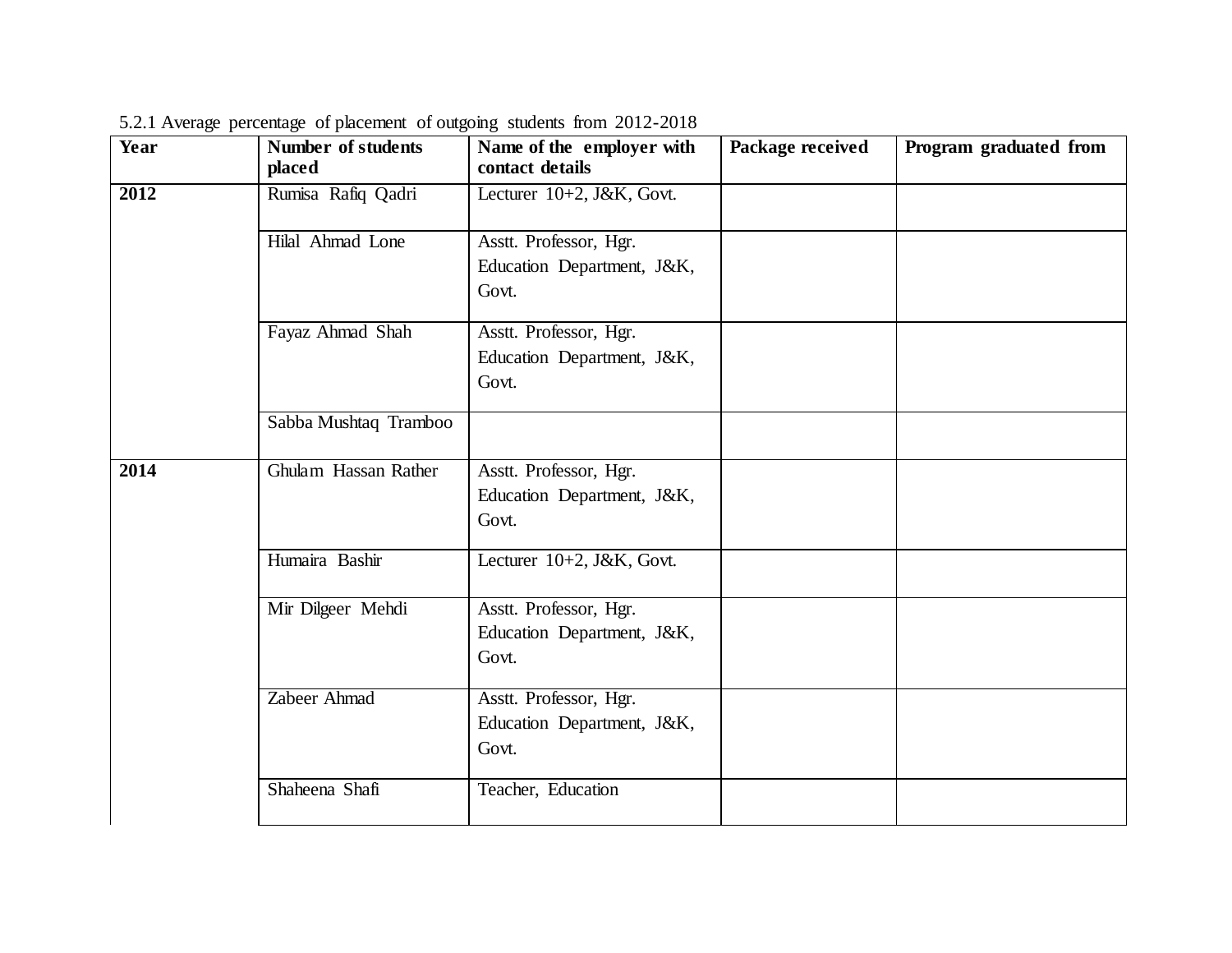5.2.1 Average percentage of placement of outgoing students from 2012-2018

| Year | Number of students placed | Name of the employer with contact details | Package received | Program graduated from |
|---|---|---|---|---|
| 2012 | Rumisa Rafiq Qadri | Lecturer 10+2, J&K, Govt. | | |
| | Hilal Ahmad Lone | Asstt. Professor, Hgr. Education Department, J&K, Govt. | | |
| | Fayaz Ahmad Shah | Asstt. Professor, Hgr. Education Department, J&K, Govt. | | |
| | Sabba Mushtaq Tramboo | | | |
| 2014 | Ghulam Hassan Rather | Asstt. Professor, Hgr. Education Department, J&K, Govt. | | |
| | Humaira Bashir | Lecturer 10+2, J&K, Govt. | | |
| | Mir Dilgeer Mehdi | Asstt. Professor, Hgr. Education Department, J&K, Govt. | | |
| | Zabeer Ahmad | Asstt. Professor, Hgr. Education Department, J&K, Govt. | | |
| | Shaheena Shafi | Teacher, Education | | |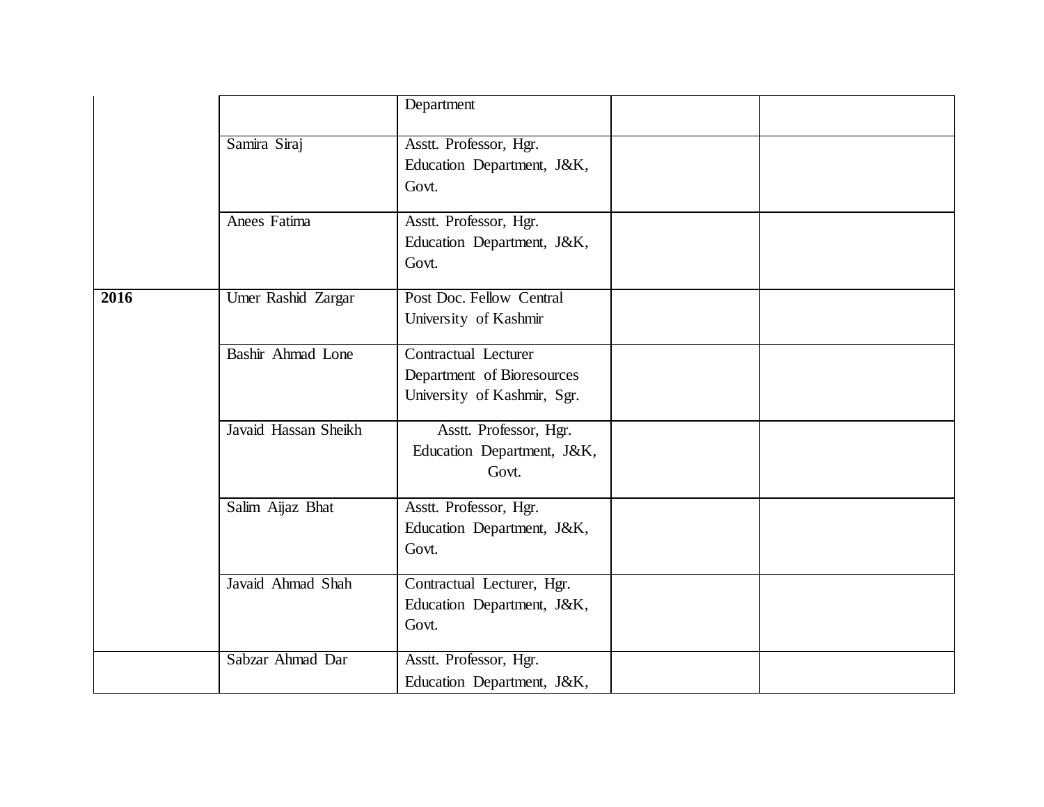| | | | | |
|---|---|---|---|---|
| | | Department | | |
| | Samira Siraj | Asstt. Professor, Hgr. Education Department, J&K, Govt. | | |
| | Anees Fatima | Asstt. Professor, Hgr. Education Department, J&K, Govt. | | |
| **2016** | Umer Rashid Zargar | Post Doc. Fellow Central University of Kashmir | | |
| | Bashir Ahmad Lone | Contractual Lecturer Department of Bioresources University of Kashmir, Sgr. | | |
| | Javaid Hassan Sheikh | Asstt. Professor, Hgr. Education Department, J&K, Govt. | | |
| | Salim Aijaz Bhat | Asstt. Professor, Hgr. Education Department, J&K, Govt. | | |
| | Javaid Ahmad Shah | Contractual Lecturer, Hgr. Education Department, J&K, Govt. | | |
| | Sabzar Ahmad Dar | Asstt. Professor, Hgr. Education Department, J&K, | | |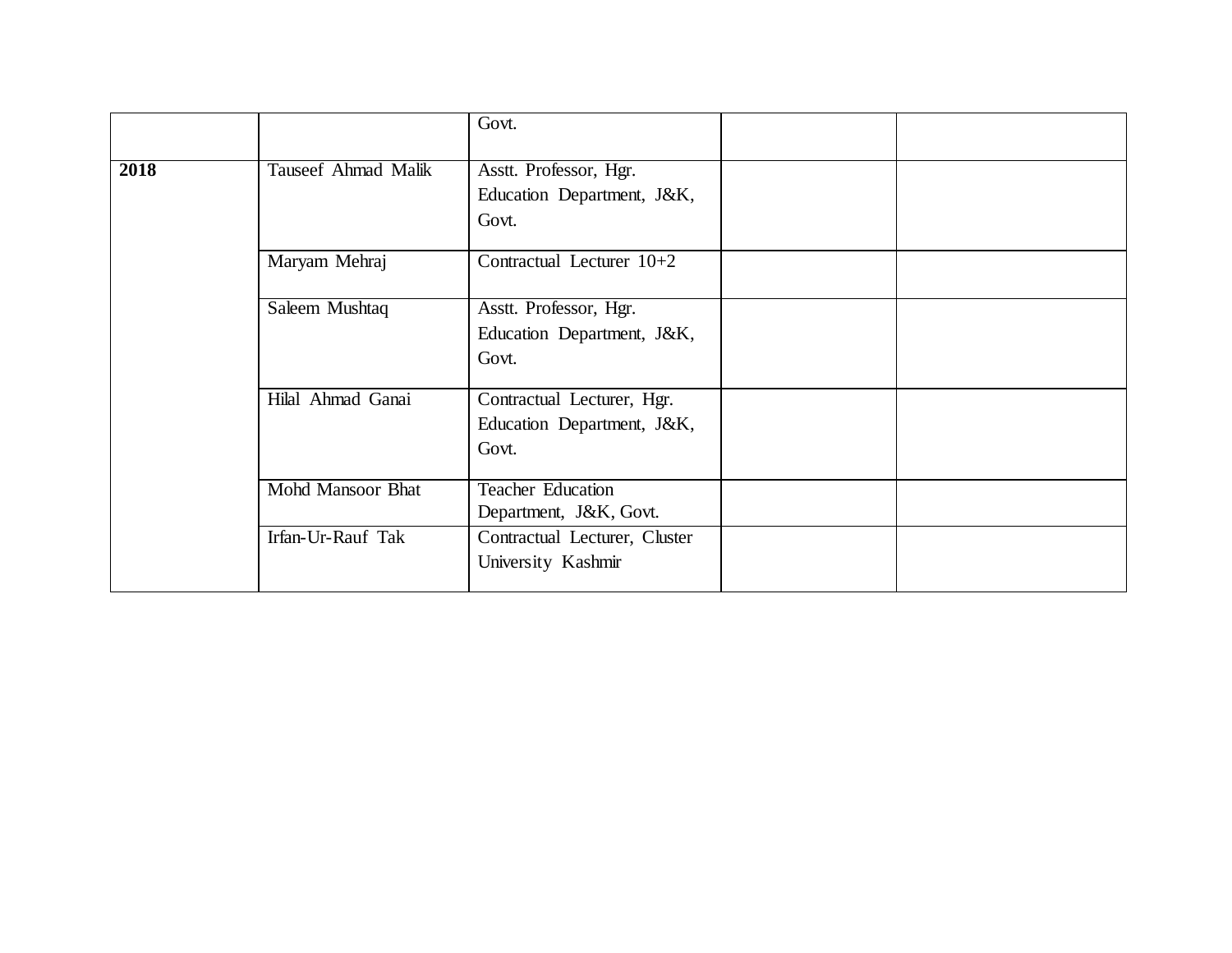| | | | | |
|---|---|---|---|---|
| | | Govt. | | |
| **2018** | Tauseef Ahmad Malik | Asstt. Professor, Hgr. Education Department, J&K, Govt. | | |
| | Maryam Mehraj | Contractual Lecturer 10+2 | | |
| | Saleem Mushtaq | Asstt. Professor, Hgr. Education Department, J&K, Govt. | | |
| | Hilal Ahmad Ganai | Contractual Lecturer, Hgr. Education Department, J&K, Govt. | | |
| | Mohd Mansoor Bhat | Teacher Education Department, J&K, Govt. | | |
| | Irfan-Ur-Rauf Tak | Contractual Lecturer, Cluster University Kashmir | | |